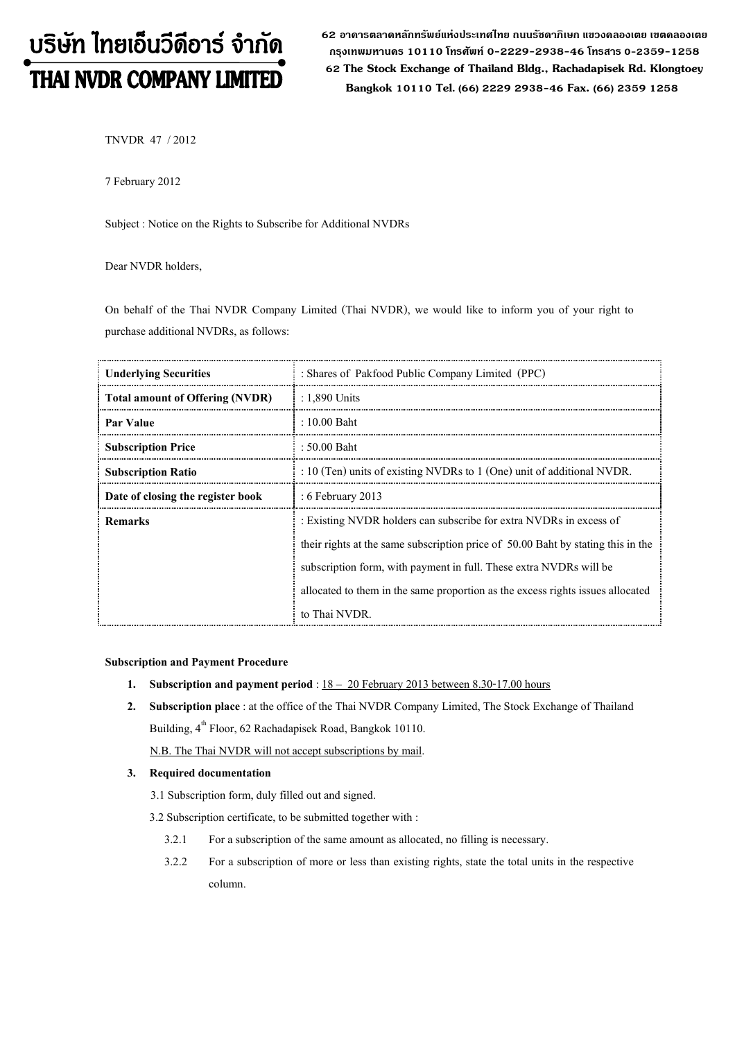# บริษัท ไทยเอ็นวีดีอาร์ จำกัด
# THAI NVDR COMPANY LIMITED

62 อาคารตลาดหลักทรัพย์แห่งประเทศไทย ถนนรัชดาภิเษก แขวงคลองเตย เขตคลองเตย กรุงเทพมหานคร 10110 โทรศัพท์ 0-2229-2938-46 โทรสาร 0-2359-1258
62 The Stock Exchange of Thailand Bldg., Rachadapisek Rd. Klongtoey Bangkok 10110 Tel. (66) 2229 2938-46 Fax. (66) 2359 1258

TNVDR 47 / 2012

7 February 2012

Subject : Notice on the Rights to Subscribe for Additional NVDRs

Dear NVDR holders,

On behalf of the Thai NVDR Company Limited (Thai NVDR), we would like to inform you of your right to purchase additional NVDRs, as follows:

| **Underlying Securities** | : Shares of Pakfood Public Company Limited (PPC) |
|---|---|
| **Total amount of Offering (NVDR)** | : 1,890 Units |
| **Par Value** | : 10.00 Baht |
| **Subscription Price** | : 50.00 Baht |
| **Subscription Ratio** | : 10 (Ten) units of existing NVDRs to 1 (One) unit of additional NVDR. |
| **Date of closing the register book** | : 6 February 2013 |
| **Remarks** | : Existing NVDR holders can subscribe for extra NVDRs in excess of their rights at the same subscription price of 50.00 Baht by stating this in the subscription form, with payment in full. These extra NVDRs will be allocated to them in the same proportion as the excess rights issues allocated to Thai NVDR. |

**Subscription and Payment Procedure**

1. **Subscription and payment period** : 18 – 20 February 2013 between 8.30-17.00 hours
2. **Subscription place** : at the office of the Thai NVDR Company Limited, The Stock Exchange of Thailand Building, 4th Floor, 62 Rachadapisek Road, Bangkok 10110.
   N.B. The Thai NVDR will not accept subscriptions by mail.
3. **Required documentation**
   3.1 Subscription form, duly filled out and signed.
   3.2 Subscription certificate, to be submitted together with :
      3.2.1 For a subscription of the same amount as allocated, no filling is necessary.
      3.2.2 For a subscription of more or less than existing rights, state the total units in the respective column.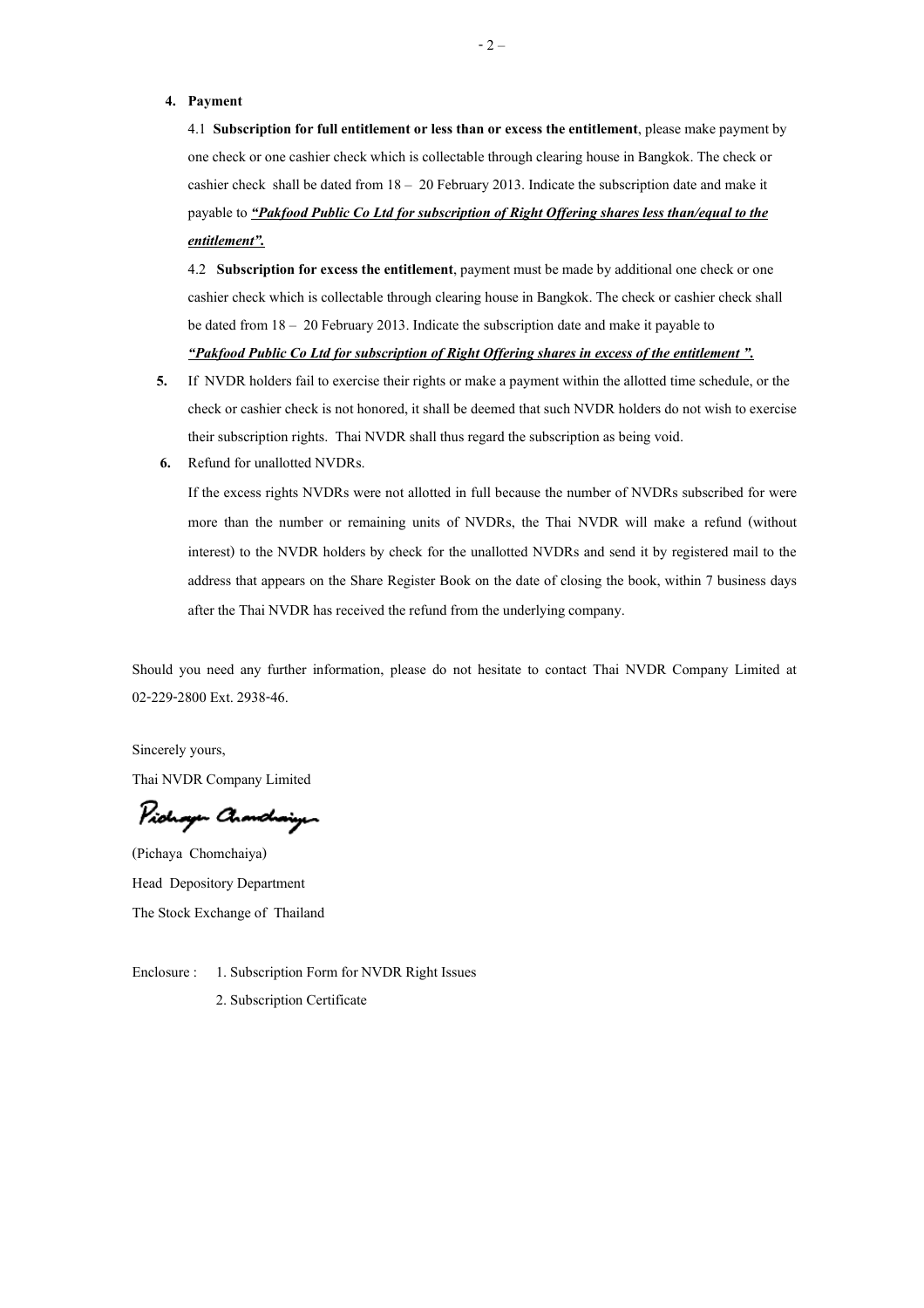4. **Payment**

   4.1 **Subscription for full entitlement or less than or excess the entitlement**, please make payment by one check or one cashier check which is collectable through clearing house in Bangkok. The check or cashier check shall be dated from 18 – 20 February 2013. Indicate the subscription date and make it payable to ***"Pakfood Public Co Ltd for subscription of Right Offering shares less than/equal to the entitlement".***

   4.2 **Subscription for excess the entitlement**, payment must be made by additional one check or one cashier check which is collectable through clearing house in Bangkok. The check or cashier check shall be dated from 18 – 20 February 2013. Indicate the subscription date and make it payable to ***"Pakfood Public Co Ltd for subscription of Right Offering shares in excess of the entitlement ".***

5. If NVDR holders fail to exercise their rights or make a payment within the allotted time schedule, or the check or cashier check is not honored, it shall be deemed that such NVDR holders do not wish to exercise their subscription rights. Thai NVDR shall thus regard the subscription as being void.

6. Refund for unallotted NVDRs.

   If the excess rights NVDRs were not allotted in full because the number of NVDRs subscribed for were more than the number or remaining units of NVDRs, the Thai NVDR will make a refund (without interest) to the NVDR holders by check for the unallotted NVDRs and send it by registered mail to the address that appears on the Share Register Book on the date of closing the book, within 7 business days after the Thai NVDR has received the refund from the underlying company.

Should you need any further information, please do not hesitate to contact Thai NVDR Company Limited at 02-229-2800 Ext. 2938-46.

Sincerely yours,

Thai NVDR Company Limited

(Pichaya Chomchaiya)

Head Depository Department

The Stock Exchange of Thailand

Enclosure : 1. Subscription Form for NVDR Right Issues

2. Subscription Certificate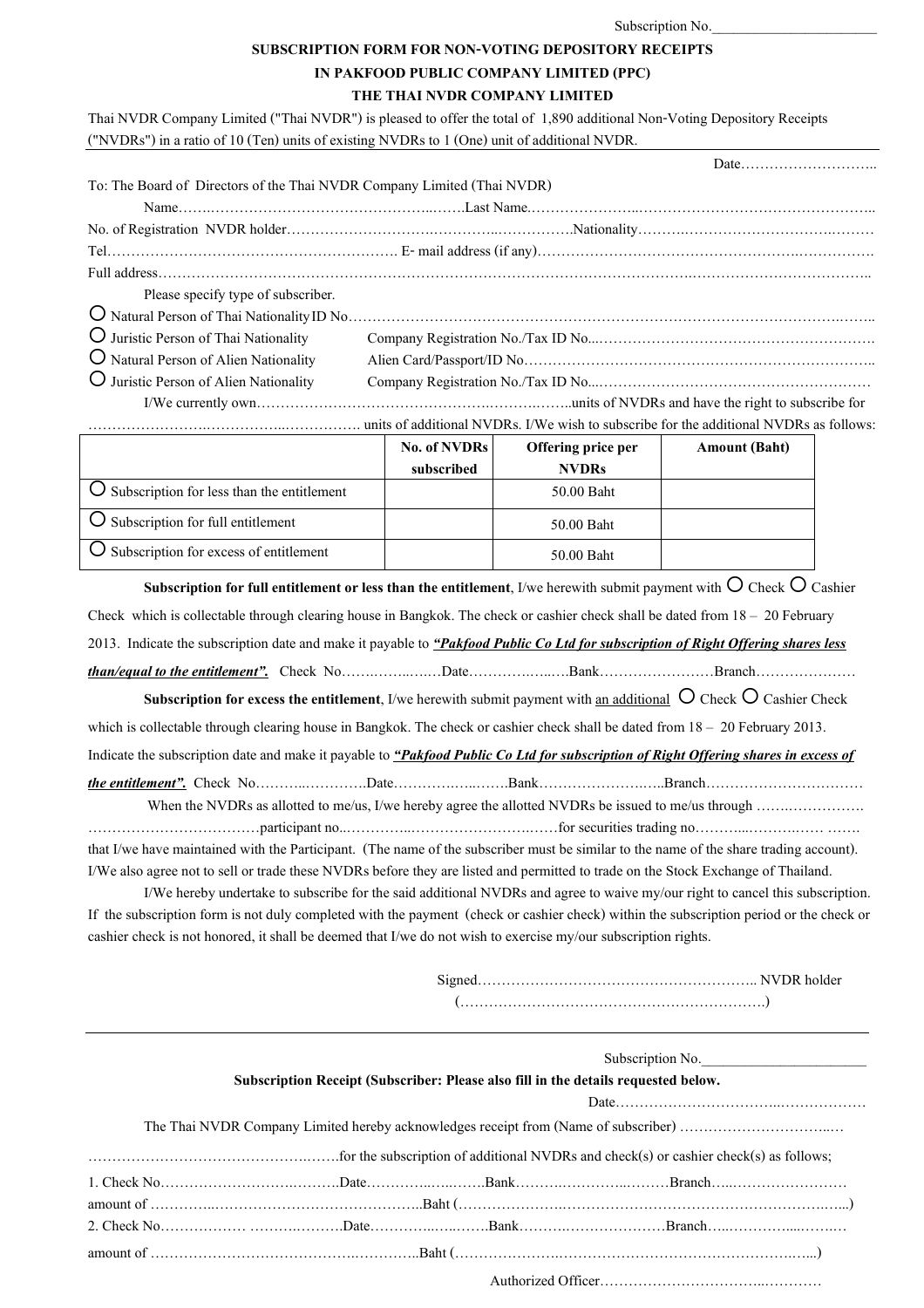Subscription No.______________________

**SUBSCRIPTION FORM FOR NON-VOTING DEPOSITORY RECEIPTS**
**IN PAKFOOD PUBLIC COMPANY LIMITED (PPC)**
**THE THAI NVDR COMPANY LIMITED**

Thai NVDR Company Limited ("Thai NVDR") is pleased to offer the total of 1,890 additional Non-Voting Depository Receipts ("NVDRs") in a ratio of 10 (Ten) units of existing NVDRs to 1 (One) unit of additional NVDR.

Date………………………..

To: The Board of Directors of the Thai NVDR Company Limited (Thai NVDR)

Name……..…………………………………………..…….Last Name.…………………..………………………………………..

No. of Registration NVDR holder……………………….…………..…………….Nationality……….………………………….………

Tel……………………………………………………. E- mail address (if any)………………………………………………….…………….

Full address………………………………………………………………………………………….…………………………………..

Please specify type of subscriber.

○ Natural Person of Thai Nationality ID No…………………………………………………………………………………….……..

○ Juristic Person of Thai Nationality Company Registration No./Tax ID No...…………………………………………………….

○ Natural Person of Alien Nationality Alien Card/Passport/ID No………………………………………………………………..

○ Juristic Person of Alien Nationality Company Registration No./Tax ID No...…………………………………………………

I/We currently own…………………………………………..……….……..units of NVDRs and have the right to subscribe for ……………………….……………..……………. units of additional NVDRs. I/We wish to subscribe for the additional NVDRs as follows:

| | No. of NVDRs subscribed | Offering price per NVDRs | Amount (Baht) |
|---|---|---|---|
| ○ Subscription for less than the entitlement | | 50.00 Baht | |
| ○ Subscription for full entitlement | | 50.00 Baht | |
| ○ Subscription for excess of entitlement | | 50.00 Baht | |

**Subscription for full entitlement or less than the entitlement**, I/we herewith submit payment with ○ Check ○ Cashier Check which is collectable through clearing house in Bangkok. The check or cashier check shall be dated from 18 – 20 February 2013. Indicate the subscription date and make it payable to ***"Pakfood Public Co Ltd for subscription of Right Offering shares less than/equal to the entitlement".*** Check No…….……..……Date…………….…..…Bank……………………Branch…………………

**Subscription for excess the entitlement**, I/we herewith submit payment with an additional ○ Check ○ Cashier Check which is collectable through clearing house in Bangkok. The check or cashier check shall be dated from 18 – 20 February 2013. Indicate the subscription date and make it payable to ***"Pakfood Public Co Ltd for subscription of Right Offering shares in excess of the entitlement".*** Check No………..………….Date…………….…..…….Bank…………………..…..Branch……………………………

When the NVDRs as allotted to me/us, I/we hereby agree the allotted NVDRs be issued to me/us through …….……………. ………………………………participant no..…………..………………………..……for securities trading no………...……….…… ……. that I/we have maintained with the Participant. (The name of the subscriber must be similar to the name of the share trading account). I/We also agree not to sell or trade these NVDRs before they are listed and permitted to trade on the Stock Exchange of Thailand.

I/We hereby undertake to subscribe for the said additional NVDRs and agree to waive my/our right to cancel this subscription. If the subscription form is not duly completed with the payment (check or cashier check) within the subscription period or the check or cashier check is not honored, it shall be deemed that I/we do not wish to exercise my/our subscription rights.

Signed………………………………………………….. NVDR holder
(……………………………………………………….)

---

Subscription No.______________________

**Subscription Receipt (Subscriber: Please also fill in the details requested below.**

Date……………………………..………………

The Thai NVDR Company Limited hereby acknowledges receipt from (Name of subscriber) …………………………..…

……………………………………….…….for the subscription of additional NVDRs and check(s) or cashier check(s) as follows;

1. Check No…………………….……….Date…………..…..…….Bank……….…………..………Branch…..……………………
amount of …………..……………………………………..Baht (…………………….……………………………………………..….)
2. Check No……………… ……….……….Date…………..…..…….Bank……….…………………Branch…..…………...……..…
amount of ………………………………….…………..Baht (…………………….……………………………………………..…..)

Authorized Officer…………………………..…………